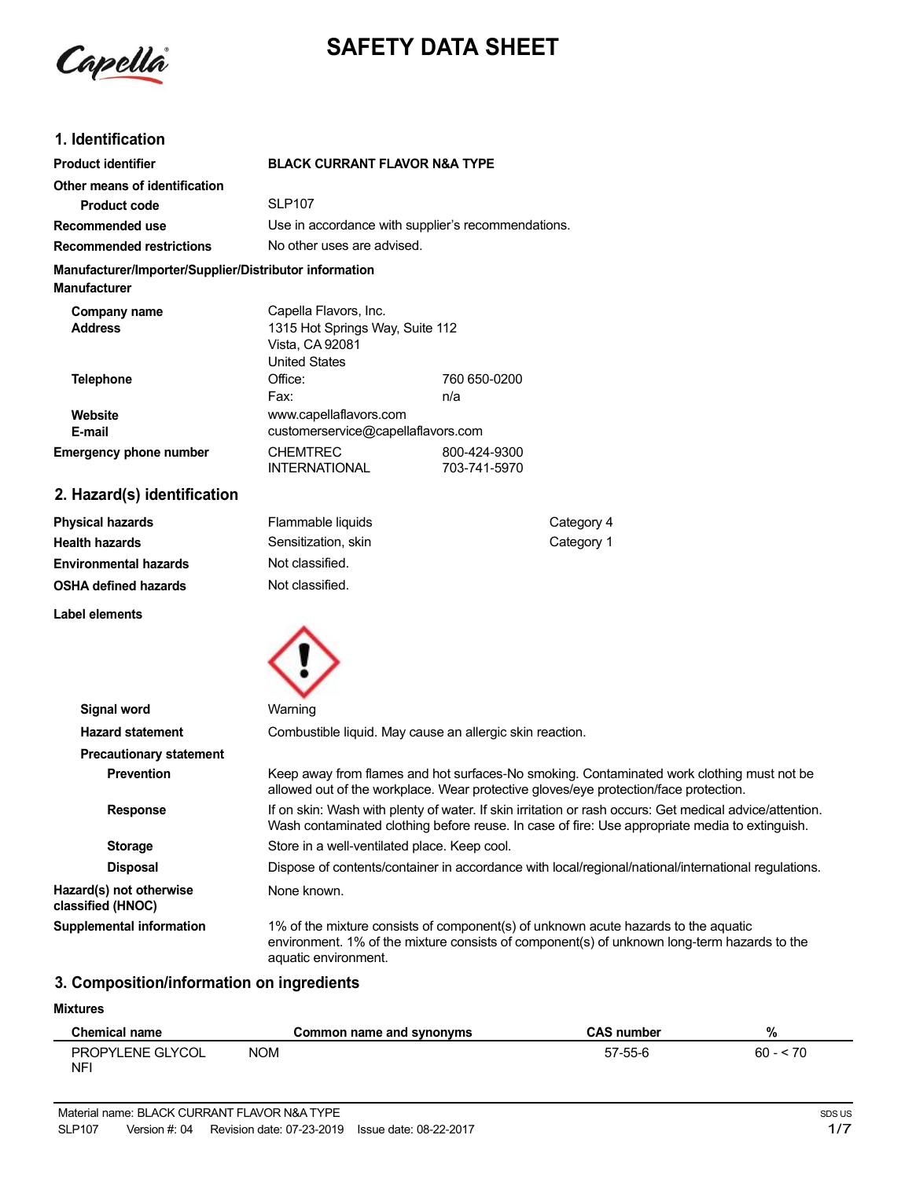# SAFETY DATA SHEET

## 1. Identification

| | |
|---|---|
| **Product identifier** | **BLACK CURRANT FLAVOR N&A TYPE** |
| **Other means of identification** | |
| **Product code** | SLP107 |
| **Recommended use** | Use in accordance with supplier's recommendations. |
| **Recommended restrictions** | No other uses are advised. |

**Manufacturer/Importer/Supplier/Distributor information**

**Manufacturer**

| | | |
|---|---|---|
| **Company name** | Capella Flavors, Inc. | |
| **Address** | 1315 Hot Springs Way, Suite 112<br>Vista, CA 92081<br>United States | |
| **Telephone** | Office: | 760 650-0200 |
| | Fax: | n/a |
| **Website** | www.capellaflavors.com | |
| **E-mail** | customerservice@capellaflavors.com | |
| **Emergency phone number** | CHEMTREC | 800-424-9300 |
| | INTERNATIONAL | 703-741-5970 |

## 2. Hazard(s) identification

| | | |
|---|---|---|
| **Physical hazards** | Flammable liquids | Category 4 |
| **Health hazards** | Sensitization, skin | Category 1 |
| **Environmental hazards** | Not classified. | |
| **OSHA defined hazards** | Not classified. | |

**Label elements**

**Signal word** Warning

**Hazard statement** Combustible liquid. May cause an allergic skin reaction.

**Precautionary statement**

**Prevention** Keep away from flames and hot surfaces-No smoking. Contaminated work clothing must not be allowed out of the workplace. Wear protective gloves/eye protection/face protection.

**Response** If on skin: Wash with plenty of water. If skin irritation or rash occurs: Get medical advice/attention. Wash contaminated clothing before reuse. In case of fire: Use appropriate media to extinguish.

**Storage** Store in a well-ventilated place. Keep cool.

**Disposal** Dispose of contents/container in accordance with local/regional/national/international regulations.

**Hazard(s) not otherwise classified (HNOC)** None known.

**Supplemental information** 1% of the mixture consists of component(s) of unknown acute hazards to the aquatic environment. 1% of the mixture consists of component(s) of unknown long-term hazards to the aquatic environment.

## 3. Composition/information on ingredients

**Mixtures**

| Chemical name | Common name and synonyms | CAS number | % |
|---|---|---|---|
| PROPYLENE GLYCOL NFI | NOM | 57-55-6 | 60 - < 70 |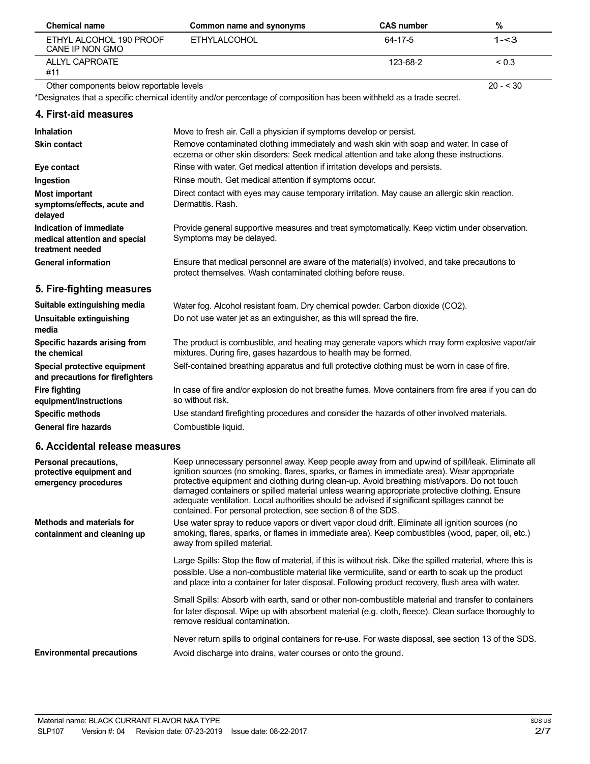| Chemical name | Common name and synonyms | CAS number | % |
| --- | --- | --- | --- |
| ETHYL ALCOHOL 190 PROOF CANE IP NON GMO | ETHYLALCOHOL | 64-17-5 | 1-<3 |
| ALLYL CAPROATE #11 | | 123-68-2 | < 0.3 |
| Other components below reportable levels | | | 20 - < 30 |

*Designates that a specific chemical identity and/or percentage of composition has been withheld as a trade secret.

## 4. First-aid measures

| | |
| --- | --- |
| **Inhalation** | Move to fresh air. Call a physician if symptoms develop or persist. |
| **Skin contact** | Remove contaminated clothing immediately and wash skin with soap and water. In case of eczema or other skin disorders: Seek medical attention and take along these instructions. |
| **Eye contact** | Rinse with water. Get medical attention if irritation develops and persists. |
| **Ingestion** | Rinse mouth. Get medical attention if symptoms occur. |
| **Most important symptoms/effects, acute and delayed** | Direct contact with eyes may cause temporary irritation. May cause an allergic skin reaction. Dermatitis. Rash. |
| **Indication of immediate medical attention and special treatment needed** | Provide general supportive measures and treat symptomatically. Keep victim under observation. Symptoms may be delayed. |
| **General information** | Ensure that medical personnel are aware of the material(s) involved, and take precautions to protect themselves. Wash contaminated clothing before reuse. |

## 5. Fire-fighting measures

| | |
| --- | --- |
| **Suitable extinguishing media** | Water fog. Alcohol resistant foam. Dry chemical powder. Carbon dioxide ($CO_2$). |
| **Unsuitable extinguishing media** | Do not use water jet as an extinguisher, as this will spread the fire. |
| **Specific hazards arising from the chemical** | The product is combustible, and heating may generate vapors which may form explosive vapor/air mixtures. During fire, gases hazardous to health may be formed. |
| **Special protective equipment and precautions for firefighters** | Self-contained breathing apparatus and full protective clothing must be worn in case of fire. |
| **Fire fighting equipment/instructions** | In case of fire and/or explosion do not breathe fumes. Move containers from fire area if you can do so without risk. |
| **Specific methods** | Use standard firefighting procedures and consider the hazards of other involved materials. |
| **General fire hazards** | Combustible liquid. |

## 6. Accidental release measures

**Personal precautions, protective equipment and emergency procedures**

Keep unnecessary personnel away. Keep people away from and upwind of spill/leak. Eliminate all ignition sources (no smoking, flares, sparks, or flames in immediate area). Wear appropriate protective equipment and clothing during clean-up. Avoid breathing mist/vapors. Do not touch damaged containers or spilled material unless wearing appropriate protective clothing. Ensure adequate ventilation. Local authorities should be advised if significant spillages cannot be contained. For personal protection, see section 8 of the SDS.

**Methods and materials for containment and cleaning up**

Use water spray to reduce vapors or divert vapor cloud drift. Eliminate all ignition sources (no smoking, flares, sparks, or flames in immediate area). Keep combustibles (wood, paper, oil, etc.) away from spilled material.

Large Spills: Stop the flow of material, if this is without risk. Dike the spilled material, where this is possible. Use a non-combustible material like vermiculite, sand or earth to soak up the product and place into a container for later disposal. Following product recovery, flush area with water.

Small Spills: Absorb with earth, sand or other non-combustible material and transfer to containers for later disposal. Wipe up with absorbent material (e.g. cloth, fleece). Clean surface thoroughly to remove residual contamination.

Never return spills to original containers for re-use. For waste disposal, see section 13 of the SDS.

**Environmental precautions**

Avoid discharge into drains, water courses or onto the ground.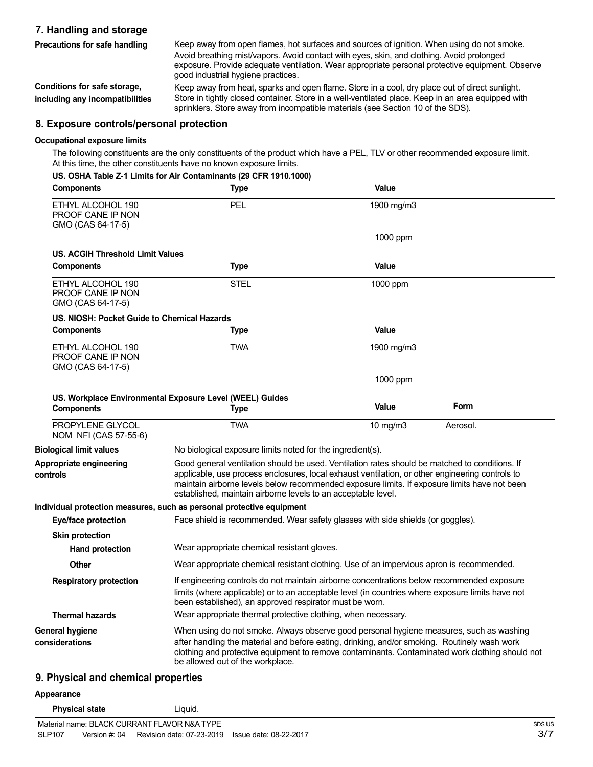## 7. Handling and storage

**Precautions for safe handling**

Keep away from open flames, hot surfaces and sources of ignition. When using do not smoke. Avoid breathing mist/vapors. Avoid contact with eyes, skin, and clothing. Avoid prolonged exposure. Provide adequate ventilation. Wear appropriate personal protective equipment. Observe good industrial hygiene practices.

**Conditions for safe storage, including any incompatibilities**

Keep away from heat, sparks and open flame. Store in a cool, dry place out of direct sunlight. Store in tightly closed container. Store in a well-ventilated place. Keep in an area equipped with sprinklers. Store away from incompatible materials (see Section 10 of the SDS).

## 8. Exposure controls/personal protection

### Occupational exposure limits

The following constituents are the only constituents of the product which have a PEL, TLV or other recommended exposure limit. At this time, the other constituents have no known exposure limits.

**US. OSHA Table Z-1 Limits for Air Contaminants (29 CFR 1910.1000)**

| Components | Type | Value |
|---|---|---|
| ETHYL ALCOHOL 190 PROOF CANE IP NON GMO (CAS 64-17-5) | PEL | 1900 mg/m3 |
| | | 1000 ppm |

**US. ACGIH Threshold Limit Values**

| Components | Type | Value |
|---|---|---|
| ETHYL ALCOHOL 190 PROOF CANE IP NON GMO (CAS 64-17-5) | STEL | 1000 ppm |

**US. NIOSH: Pocket Guide to Chemical Hazards**

| Components | Type | Value |
|---|---|---|
| ETHYL ALCOHOL 190 PROOF CANE IP NON GMO (CAS 64-17-5) | TWA | 1900 mg/m3 |
| | | 1000 ppm |

**US. Workplace Environmental Exposure Level (WEEL) Guides**

| Components | Type | Value | Form |
|---|---|---|---|
| PROPYLENE GLYCOL NOM NFI (CAS 57-55-6) | TWA | 10 mg/m3 | Aerosol. |

**Biological limit values**

No biological exposure limits noted for the ingredient(s).

**Appropriate engineering controls**

Good general ventilation should be used. Ventilation rates should be matched to conditions. If applicable, use process enclosures, local exhaust ventilation, or other engineering controls to maintain airborne levels below recommended exposure limits. If exposure limits have not been established, maintain airborne levels to an acceptable level.

### Individual protection measures, such as personal protective equipment

**Eye/face protection**

Face shield is recommended. Wear safety glasses with side shields (or goggles).

**Skin protection**

**Hand protection**

Wear appropriate chemical resistant gloves.

**Other**

Wear appropriate chemical resistant clothing. Use of an impervious apron is recommended.

**Respiratory protection**

If engineering controls do not maintain airborne concentrations below recommended exposure limits (where applicable) or to an acceptable level (in countries where exposure limits have not been established), an approved respirator must be worn.

**Thermal hazards**

Wear appropriate thermal protective clothing, when necessary.

**General hygiene considerations**

When using do not smoke. Always observe good personal hygiene measures, such as washing after handling the material and before eating, drinking, and/or smoking. Routinely wash work clothing and protective equipment to remove contaminants. Contaminated work clothing should not be allowed out of the workplace.

## 9. Physical and chemical properties

### Appearance

**Physical state**

Liquid.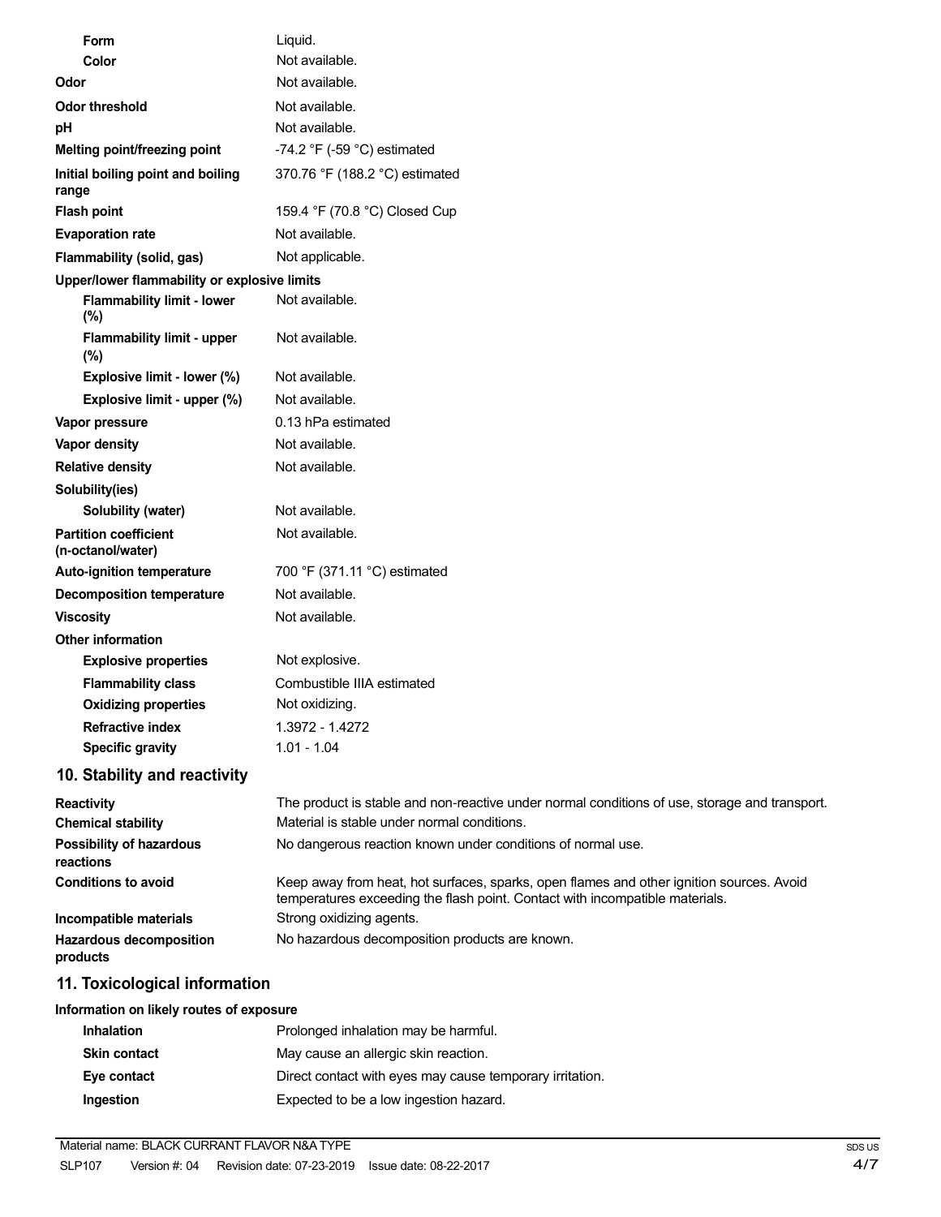| | |
|---|---|
| **Form** | Liquid. |
| **Color** | Not available. |
| **Odor** | Not available. |
| **Odor threshold** | Not available. |
| **pH** | Not available. |
| **Melting point/freezing point** | -74.2 °F (-59 °C) estimated |
| **Initial boiling point and boiling range** | 370.76 °F (188.2 °C) estimated |
| **Flash point** | 159.4 °F (70.8 °C) Closed Cup |
| **Evaporation rate** | Not available. |
| **Flammability (solid, gas)** | Not applicable. |
| **Upper/lower flammability or explosive limits** | |
| **Flammability limit - lower (%)** | Not available. |
| **Flammability limit - upper (%)** | Not available. |
| **Explosive limit - lower (%)** | Not available. |
| **Explosive limit - upper (%)** | Not available. |
| **Vapor pressure** | 0.13 hPa estimated |
| **Vapor density** | Not available. |
| **Relative density** | Not available. |
| **Solubility(ies)** | |
| **Solubility (water)** | Not available. |
| **Partition coefficient (n-octanol/water)** | Not available. |
| **Auto-ignition temperature** | 700 °F (371.11 °C) estimated |
| **Decomposition temperature** | Not available. |
| **Viscosity** | Not available. |
| **Other information** | |
| **Explosive properties** | Not explosive. |
| **Flammability class** | Combustible IIIA estimated |
| **Oxidizing properties** | Not oxidizing. |
| **Refractive index** | 1.3972 - 1.4272 |
| **Specific gravity** | 1.01 - 1.04 |

## 10. Stability and reactivity

| | |
|---|---|
| **Reactivity** | The product is stable and non-reactive under normal conditions of use, storage and transport. |
| **Chemical stability** | Material is stable under normal conditions. |
| **Possibility of hazardous reactions** | No dangerous reaction known under conditions of normal use. |
| **Conditions to avoid** | Keep away from heat, hot surfaces, sparks, open flames and other ignition sources. Avoid temperatures exceeding the flash point. Contact with incompatible materials. |
| **Incompatible materials** | Strong oxidizing agents. |
| **Hazardous decomposition products** | No hazardous decomposition products are known. |

## 11. Toxicological information

**Information on likely routes of exposure**

| | |
|---|---|
| **Inhalation** | Prolonged inhalation may be harmful. |
| **Skin contact** | May cause an allergic skin reaction. |
| **Eye contact** | Direct contact with eyes may cause temporary irritation. |
| **Ingestion** | Expected to be a low ingestion hazard. |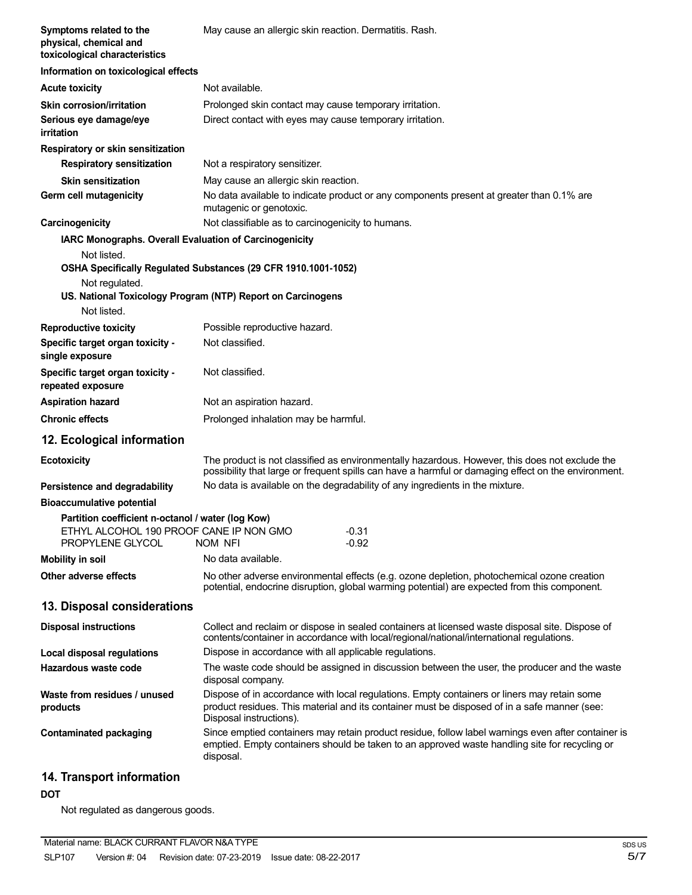**Symptoms related to the physical, chemical and toxicological characteristics** May cause an allergic skin reaction. Dermatitis. Rash.

**Information on toxicological effects**

**Acute toxicity** Not available.

**Skin corrosion/irritation** Prolonged skin contact may cause temporary irritation.

**Serious eye damage/eye irritation** Direct contact with eyes may cause temporary irritation.

**Respiratory or skin sensitization**

**Respiratory sensitization** Not a respiratory sensitizer.

**Skin sensitization** May cause an allergic skin reaction.

**Germ cell mutagenicity** No data available to indicate product or any components present at greater than 0.1% are mutagenic or genotoxic.

**Carcinogenicity** Not classifiable as to carcinogenicity to humans.

**IARC Monographs. Overall Evaluation of Carcinogenicity**

Not listed.

**OSHA Specifically Regulated Substances (29 CFR 1910.1001-1052)**

Not regulated.

**US. National Toxicology Program (NTP) Report on Carcinogens**

Not listed.

**Reproductive toxicity** Possible reproductive hazard.

**Specific target organ toxicity - single exposure** Not classified.

**Specific target organ toxicity - repeated exposure** Not classified.

**Aspiration hazard** Not an aspiration hazard.

**Chronic effects** Prolonged inhalation may be harmful.

## 12. Ecological information

**Ecotoxicity** The product is not classified as environmentally hazardous. However, this does not exclude the possibility that large or frequent spills can have a harmful or damaging effect on the environment.

**Persistence and degradability** No data is available on the degradability of any ingredients in the mixture.

**Bioaccumulative potential**

**Partition coefficient n-octanol / water (log Kow)**

| | |
|---|---|
| ETHYL ALCOHOL 190 PROOF CANE IP NON GMO | -0.31 |
| PROPYLENE GLYCOL NOM NFI | -0.92 |

**Mobility in soil** No data available.

**Other adverse effects** No other adverse environmental effects (e.g. ozone depletion, photochemical ozone creation potential, endocrine disruption, global warming potential) are expected from this component.

## 13. Disposal considerations

**Disposal instructions** Collect and reclaim or dispose in sealed containers at licensed waste disposal site. Dispose of contents/container in accordance with local/regional/national/international regulations.

**Local disposal regulations** Dispose in accordance with all applicable regulations.

**Hazardous waste code** The waste code should be assigned in discussion between the user, the producer and the waste disposal company.

**Waste from residues / unused products** Dispose of in accordance with local regulations. Empty containers or liners may retain some product residues. This material and its container must be disposed of in a safe manner (see: Disposal instructions).

**Contaminated packaging** Since emptied containers may retain product residue, follow label warnings even after container is emptied. Empty containers should be taken to an approved waste handling site for recycling or disposal.

## 14. Transport information

**DOT**

Not regulated as dangerous goods.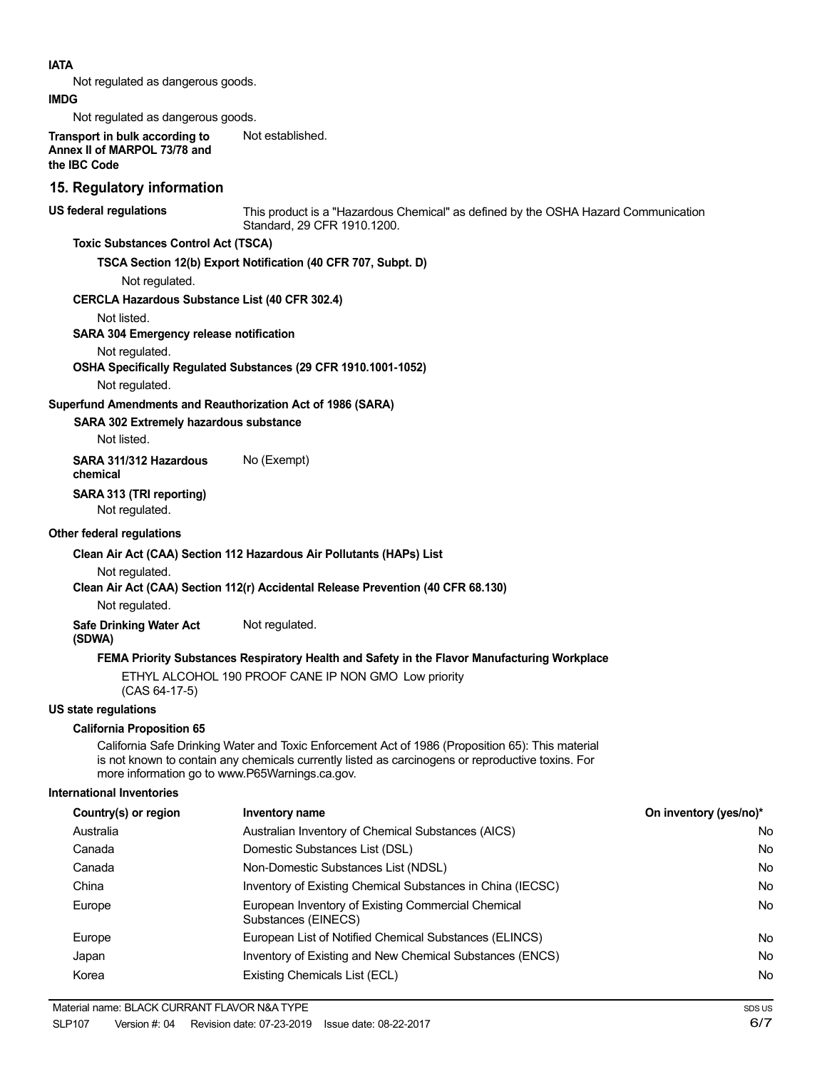**IATA**

Not regulated as dangerous goods.

**IMDG**

Not regulated as dangerous goods.

**Transport in bulk according to Annex II of MARPOL 73/78 and the IBC Code** Not established.

## 15. Regulatory information

**US federal regulations** This product is a "Hazardous Chemical" as defined by the OSHA Hazard Communication Standard, 29 CFR 1910.1200.

**Toxic Substances Control Act (TSCA)**

**TSCA Section 12(b) Export Notification (40 CFR 707, Subpt. D)**

Not regulated.

**CERCLA Hazardous Substance List (40 CFR 302.4)**

Not listed.

**SARA 304 Emergency release notification**

Not regulated.

**OSHA Specifically Regulated Substances (29 CFR 1910.1001-1052)**

Not regulated.

**Superfund Amendments and Reauthorization Act of 1986 (SARA)**

**SARA 302 Extremely hazardous substance**

Not listed.

**SARA 311/312 Hazardous chemical** No (Exempt)

**SARA 313 (TRI reporting)**

Not regulated.

**Other federal regulations**

**Clean Air Act (CAA) Section 112 Hazardous Air Pollutants (HAPs) List**

Not regulated.

**Clean Air Act (CAA) Section 112(r) Accidental Release Prevention (40 CFR 68.130)**

Not regulated.

**Safe Drinking Water Act (SDWA)** Not regulated.

**FEMA Priority Substances Respiratory Health and Safety in the Flavor Manufacturing Workplace**

ETHYL ALCOHOL 190 PROOF CANE IP NON GMO (CAS 64-17-5) Low priority

**US state regulations**

**California Proposition 65**

California Safe Drinking Water and Toxic Enforcement Act of 1986 (Proposition 65): This material is not known to contain any chemicals currently listed as carcinogens or reproductive toxins. For more information go to www.P65Warnings.ca.gov.

**International Inventories**

| Country(s) or region | Inventory name | On inventory (yes/no)* |
|---|---|---|
| Australia | Australian Inventory of Chemical Substances (AICS) | No |
| Canada | Domestic Substances List (DSL) | No |
| Canada | Non-Domestic Substances List (NDSL) | No |
| China | Inventory of Existing Chemical Substances in China (IECSC) | No |
| Europe | European Inventory of Existing Commercial Chemical Substances (EINECS) | No |
| Europe | European List of Notified Chemical Substances (ELINCS) | No |
| Japan | Inventory of Existing and New Chemical Substances (ENCS) | No |
| Korea | Existing Chemicals List (ECL) | No |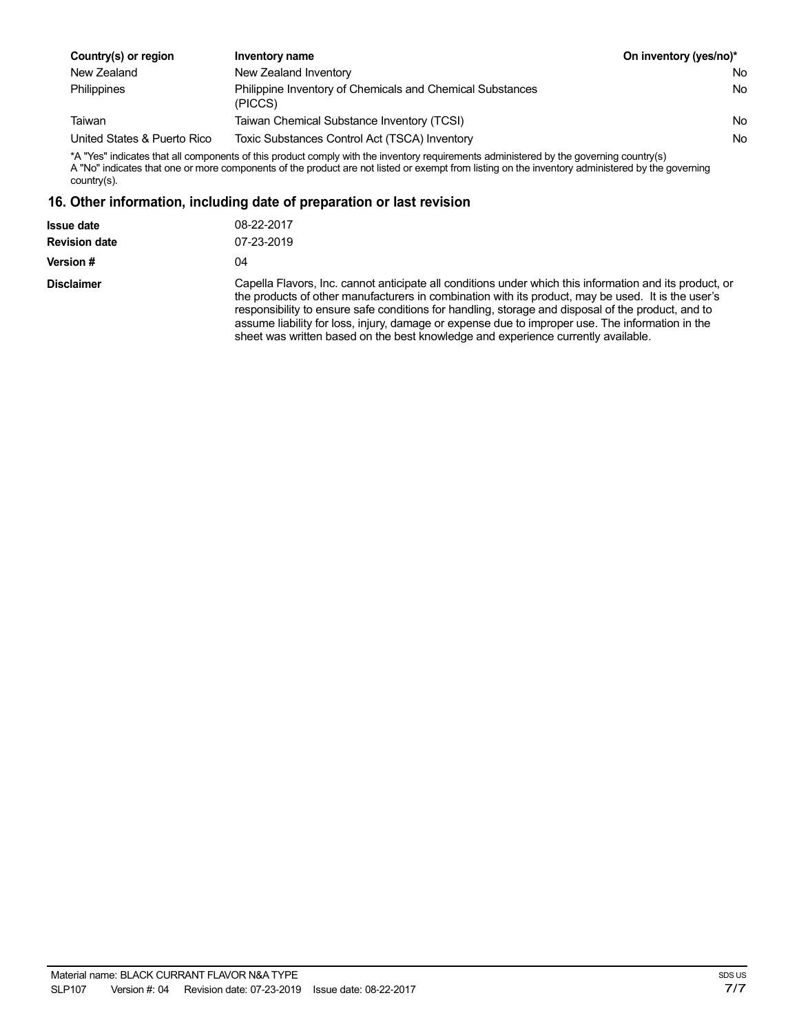| Country(s) or region | Inventory name | On inventory (yes/no)* |
| --- | --- | --- |
| New Zealand | New Zealand Inventory | No |
| Philippines | Philippine Inventory of Chemicals and Chemical Substances (PICCS) | No |
| Taiwan | Taiwan Chemical Substance Inventory (TCSI) | No |
| United States & Puerto Rico | Toxic Substances Control Act (TSCA) Inventory | No |

*A "Yes" indicates that all components of this product comply with the inventory requirements administered by the governing country(s)
A "No" indicates that one or more components of the product are not listed or exempt from listing on the inventory administered by the governing country(s).

## 16. Other information, including date of preparation or last revision

**Issue date** 08-22-2017

**Revision date** 07-23-2019

**Version #** 04

**Disclaimer** Capella Flavors, Inc. cannot anticipate all conditions under which this information and its product, or the products of other manufacturers in combination with its product, may be used. It is the user's responsibility to ensure safe conditions for handling, storage and disposal of the product, and to assume liability for loss, injury, damage or expense due to improper use. The information in the sheet was written based on the best knowledge and experience currently available.